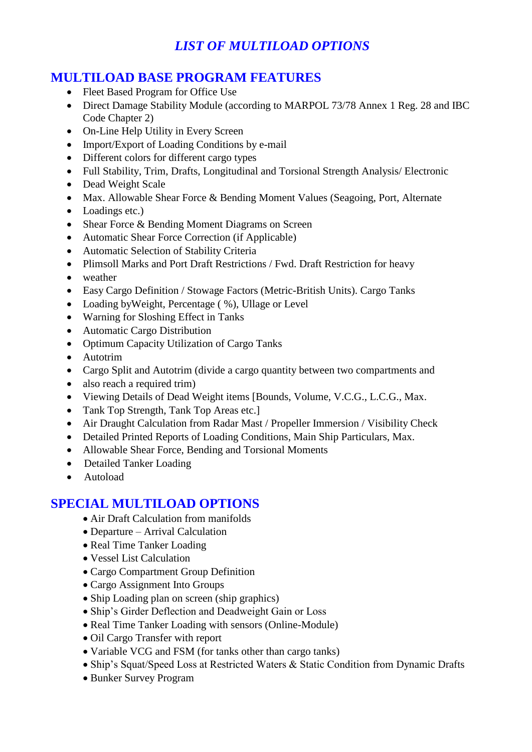# *LIST OF MULTILOAD OPTIONS*

## MULTILOAD BASE PROGRAM FEATURES

- Fleet Based Program for Office Use
- Direct Damage Stability Module (according to MARPOL 73/78 Annex 1 Reg. 28 and IBC Code Chapter 2)
- On-Line Help Utility in Every Screen
- Import/Export of Loading Conditions by e-mail
- Different colors for different cargo types
- Full Stability, Trim, Drafts, Longitudinal and Torsional Strength Analysis/ Electronic
- Dead Weight Scale
- Max. Allowable Shear Force & Bending Moment Values (Seagoing, Port, Alternate
- Loadings etc.)
- Shear Force & Bending Moment Diagrams on Screen
- Automatic Shear Force Correction (if Applicable)
- Automatic Selection of Stability Criteria
- Plimsoll Marks and Port Draft Restrictions / Fwd. Draft Restriction for heavy
- weather
- Easy Cargo Definition / Stowage Factors (Metric-British Units). Cargo Tanks
- Loading byWeight, Percentage ( %), Ullage or Level
- Warning for Sloshing Effect in Tanks
- Automatic Cargo Distribution
- Optimum Capacity Utilization of Cargo Tanks
- Autotrim
- Cargo Split and Autotrim (divide a cargo quantity between two compartments and
- also reach a required trim)
- Viewing Details of Dead Weight items [Bounds, Volume, V.C.G., L.C.G., Max.
- Tank Top Strength, Tank Top Areas etc.]
- Air Draught Calculation from Radar Mast / Propeller Immersion / Visibility Check
- Detailed Printed Reports of Loading Conditions, Main Ship Particulars, Max.
- Allowable Shear Force, Bending and Torsional Moments
- Detailed Tanker Loading
- Autoload

## SPECIAL MULTILOAD OPTIONS

- Air Draft Calculation from manifolds
- Departure – Arrival Calculation
- Real Time Tanker Loading
- Vessel List Calculation
- Cargo Compartment Group Definition
- Cargo Assignment Into Groups
- Ship Loading plan on screen (ship graphics)
- Ship's Girder Deflection and Deadweight Gain or Loss
- Real Time Tanker Loading with sensors (Online-Module)
- Oil Cargo Transfer with report
- Variable VCG and FSM (for tanks other than cargo tanks)
- Ship's Squat/Speed Loss at Restricted Waters & Static Condition from Dynamic Drafts
- Bunker Survey Program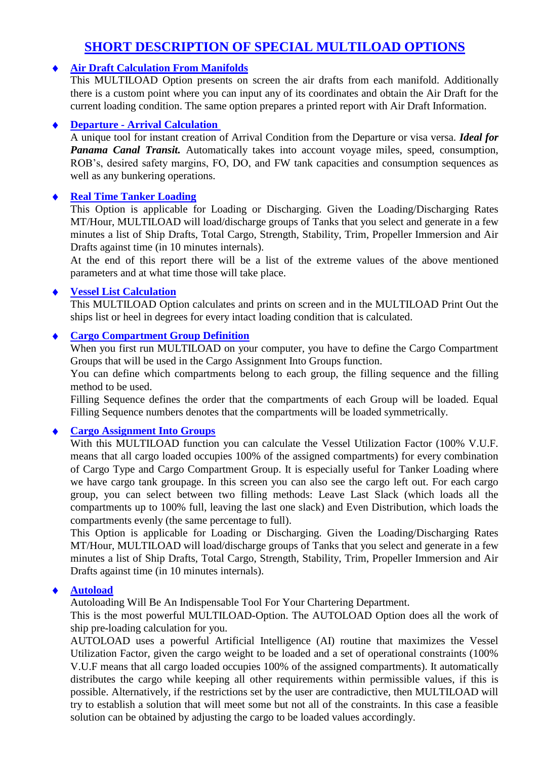# SHORT DESCRIPTION OF SPECIAL MULTILOAD OPTIONS

- **Air Draft Calculation From Manifolds**

  This MULTILOAD Option presents on screen the air drafts from each manifold. Additionally there is a custom point where you can input any of its coordinates and obtain the Air Draft for the current loading condition. The same option prepares a printed report with Air Draft Information.

- **Departure - Arrival Calculation**

  A unique tool for instant creation of Arrival Condition from the Departure or visa versa. ***Ideal for Panama Canal Transit.*** Automatically takes into account voyage miles, speed, consumption, ROB's, desired safety margins, FO, DO, and FW tank capacities and consumption sequences as well as any bunkering operations.

- **Real Time Tanker Loading**

  This Option is applicable for Loading or Discharging. Given the Loading/Discharging Rates MT/Hour, MULTILOAD will load/discharge groups of Tanks that you select and generate in a few minutes a list of Ship Drafts, Total Cargo, Strength, Stability, Trim, Propeller Immersion and Air Drafts against time (in 10 minutes internals).

  At the end of this report there will be a list of the extreme values of the above mentioned parameters and at what time those will take place.

- **Vessel List Calculation**

  This MULTILOAD Option calculates and prints on screen and in the MULTILOAD Print Out the ships list or heel in degrees for every intact loading condition that is calculated.

- **Cargo Compartment Group Definition**

  When you first run MULTILOAD on your computer, you have to define the Cargo Compartment Groups that will be used in the Cargo Assignment Into Groups function.

  You can define which compartments belong to each group, the filling sequence and the filling method to be used.

  Filling Sequence defines the order that the compartments of each Group will be loaded. Equal Filling Sequence numbers denotes that the compartments will be loaded symmetrically.

- **Cargo Assignment Into Groups**

  With this MULTILOAD function you can calculate the Vessel Utilization Factor (100% V.U.F. means that all cargo loaded occupies 100% of the assigned compartments) for every combination of Cargo Type and Cargo Compartment Group. It is especially useful for Tanker Loading where we have cargo tank groupage. In this screen you can also see the cargo left out. For each cargo group, you can select between two filling methods: Leave Last Slack (which loads all the compartments up to 100% full, leaving the last one slack) and Even Distribution, which loads the compartments evenly (the same percentage to full).

  This Option is applicable for Loading or Discharging. Given the Loading/Discharging Rates MT/Hour, MULTILOAD will load/discharge groups of Tanks that you select and generate in a few minutes a list of Ship Drafts, Total Cargo, Strength, Stability, Trim, Propeller Immersion and Air Drafts against time (in 10 minutes internals).

- **Autoload**

  Autoloading Will Be An Indispensable Tool For Your Chartering Department.

  This is the most powerful MULTILOAD-Option. The AUTOLOAD Option does all the work of ship pre-loading calculation for you.

  AUTOLOAD uses a powerful Artificial Intelligence (AI) routine that maximizes the Vessel Utilization Factor, given the cargo weight to be loaded and a set of operational constraints (100% V.U.F means that all cargo loaded occupies 100% of the assigned compartments). It automatically distributes the cargo while keeping all other requirements within permissible values, if this is possible. Alternatively, if the restrictions set by the user are contradictive, then MULTILOAD will try to establish a solution that will meet some but not all of the constraints. In this case a feasible solution can be obtained by adjusting the cargo to be loaded values accordingly.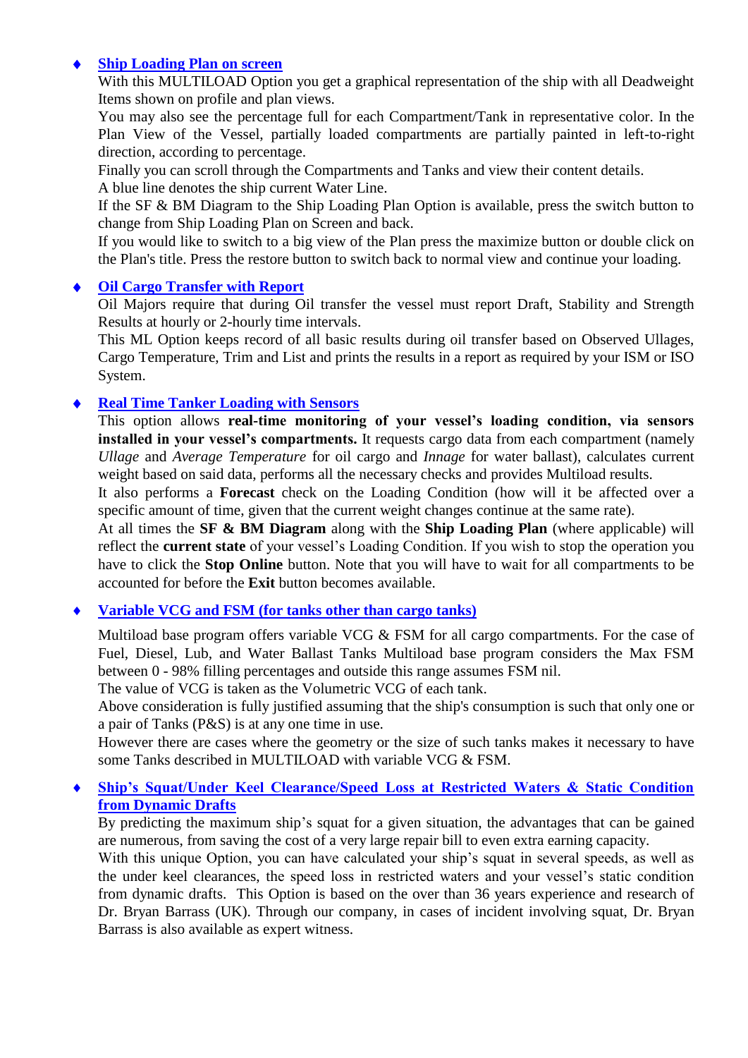- **Ship Loading Plan on screen**

  With this MULTILOAD Option you get a graphical representation of the ship with all Deadweight Items shown on profile and plan views.
  You may also see the percentage full for each Compartment/Tank in representative color. In the Plan View of the Vessel, partially loaded compartments are partially painted in left-to-right direction, according to percentage.
  Finally you can scroll through the Compartments and Tanks and view their content details.
  A blue line denotes the ship current Water Line.
  If the SF & BM Diagram to the Ship Loading Plan Option is available, press the switch button to change from Ship Loading Plan on Screen and back.
  If you would like to switch to a big view of the Plan press the maximize button or double click on the Plan's title. Press the restore button to switch back to normal view and continue your loading.

- **Oil Cargo Transfer with Report**

  Oil Majors require that during Oil transfer the vessel must report Draft, Stability and Strength Results at hourly or 2-hourly time intervals.
  This ML Option keeps record of all basic results during oil transfer based on Observed Ullages, Cargo Temperature, Trim and List and prints the results in a report as required by your ISM or ISO System.

- **Real Time Tanker Loading with Sensors**

  This option allows **real-time monitoring of your vessel's loading condition, via sensors installed in your vessel's compartments.** It requests cargo data from each compartment (namely *Ullage* and *Average Temperature* for oil cargo and *Innage* for water ballast), calculates current weight based on said data, performs all the necessary checks and provides Multiload results.
  It also performs a **Forecast** check on the Loading Condition (how will it be affected over a specific amount of time, given that the current weight changes continue at the same rate).
  At all times the **SF & BM Diagram** along with the **Ship Loading Plan** (where applicable) will reflect the **current state** of your vessel's Loading Condition. If you wish to stop the operation you have to click the **Stop Online** button. Note that you will have to wait for all compartments to be accounted for before the **Exit** button becomes available.

- **Variable VCG and FSM (for tanks other than cargo tanks)**

  Multiload base program offers variable VCG & FSM for all cargo compartments. For the case of Fuel, Diesel, Lub, and Water Ballast Tanks Multiload base program considers the Max FSM between 0 - 98% filling percentages and outside this range assumes FSM nil.
  The value of VCG is taken as the Volumetric VCG of each tank.
  Above consideration is fully justified assuming that the ship's consumption is such that only one or a pair of Tanks (P&S) is at any one time in use.
  However there are cases where the geometry or the size of such tanks makes it necessary to have some Tanks described in MULTILOAD with variable VCG & FSM.

- **Ship's Squat/Under Keel Clearance/Speed Loss at Restricted Waters & Static Condition from Dynamic Drafts**

  By predicting the maximum ship's squat for a given situation, the advantages that can be gained are numerous, from saving the cost of a very large repair bill to even extra earning capacity.
  With this unique Option, you can have calculated your ship's squat in several speeds, as well as the under keel clearances, the speed loss in restricted waters and your vessel's static condition from dynamic drafts. This Option is based on the over than 36 years experience and research of Dr. Bryan Barrass (UK). Through our company, in cases of incident involving squat, Dr. Bryan Barrass is also available as expert witness.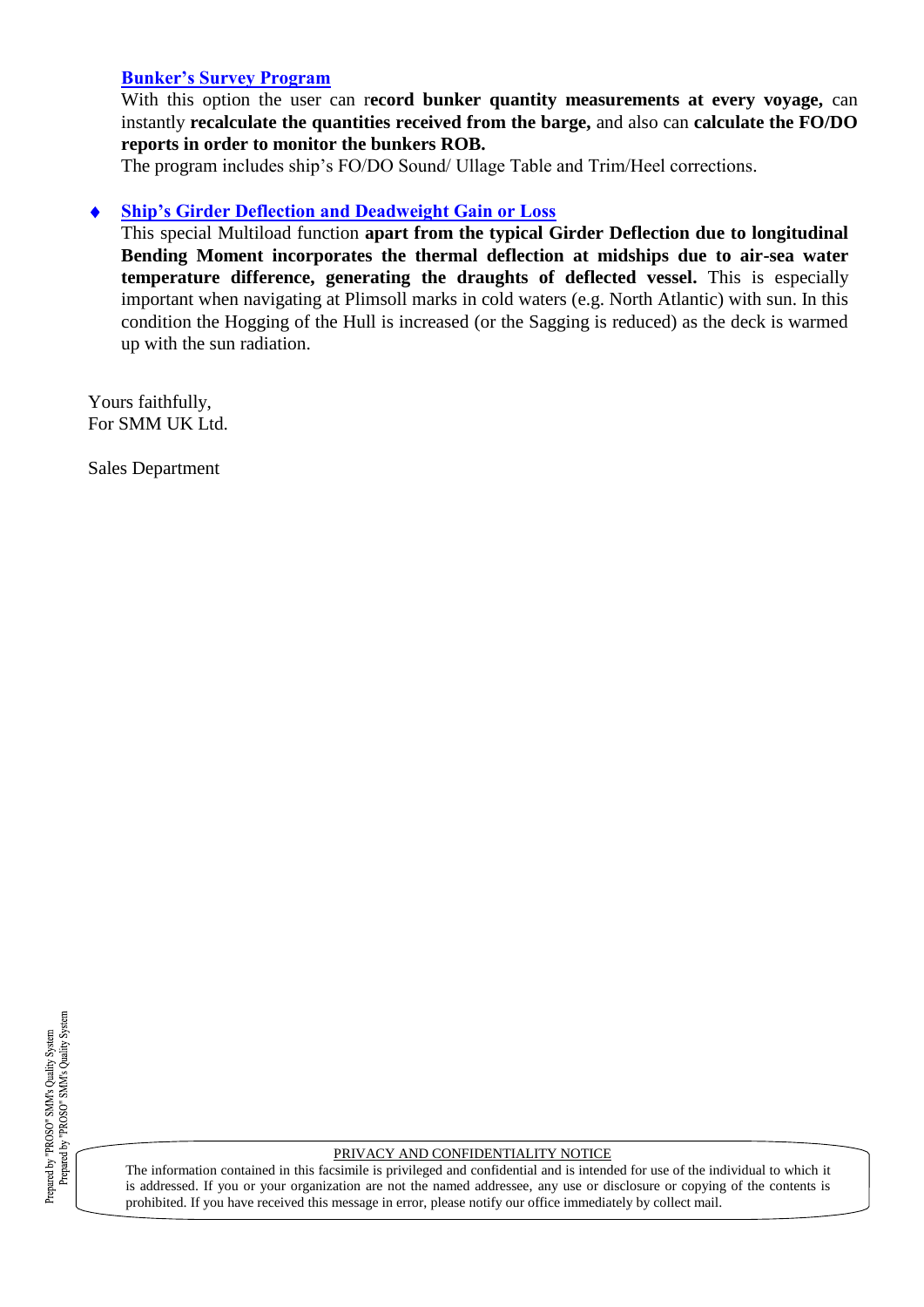**Bunker's Survey Program**

With this option the user can r**ecord bunker quantity measurements at every voyage,** can instantly **recalculate the quantities received from the barge,** and also can **calculate the FO/DO reports in order to monitor the bunkers ROB.**

The program includes ship's FO/DO Sound/ Ullage Table and Trim/Heel corrections.

- **Ship's Girder Deflection and Deadweight Gain or Loss**

  This special Multiload function **apart from the typical Girder Deflection due to longitudinal Bending Moment incorporates the thermal deflection at midships due to air-sea water temperature difference, generating the draughts of deflected vessel.** This is especially important when navigating at Plimsoll marks in cold waters (e.g. North Atlantic) with sun. In this condition the Hogging of the Hull is increased (or the Sagging is reduced) as the deck is warmed up with the sun radiation.

Yours faithfully,
For SMM UK Ltd.

Sales Department

Prepared by "PROSO" SMM's Quality System

PRIVACY AND CONFIDENTIALITY NOTICE

The information contained in this facsimile is privileged and confidential and is intended for use of the individual to which it is addressed. If you or your organization are not the named addressee, any use or disclosure or copying of the contents is prohibited. If you have received this message in error, please notify our office immediately by collect mail.